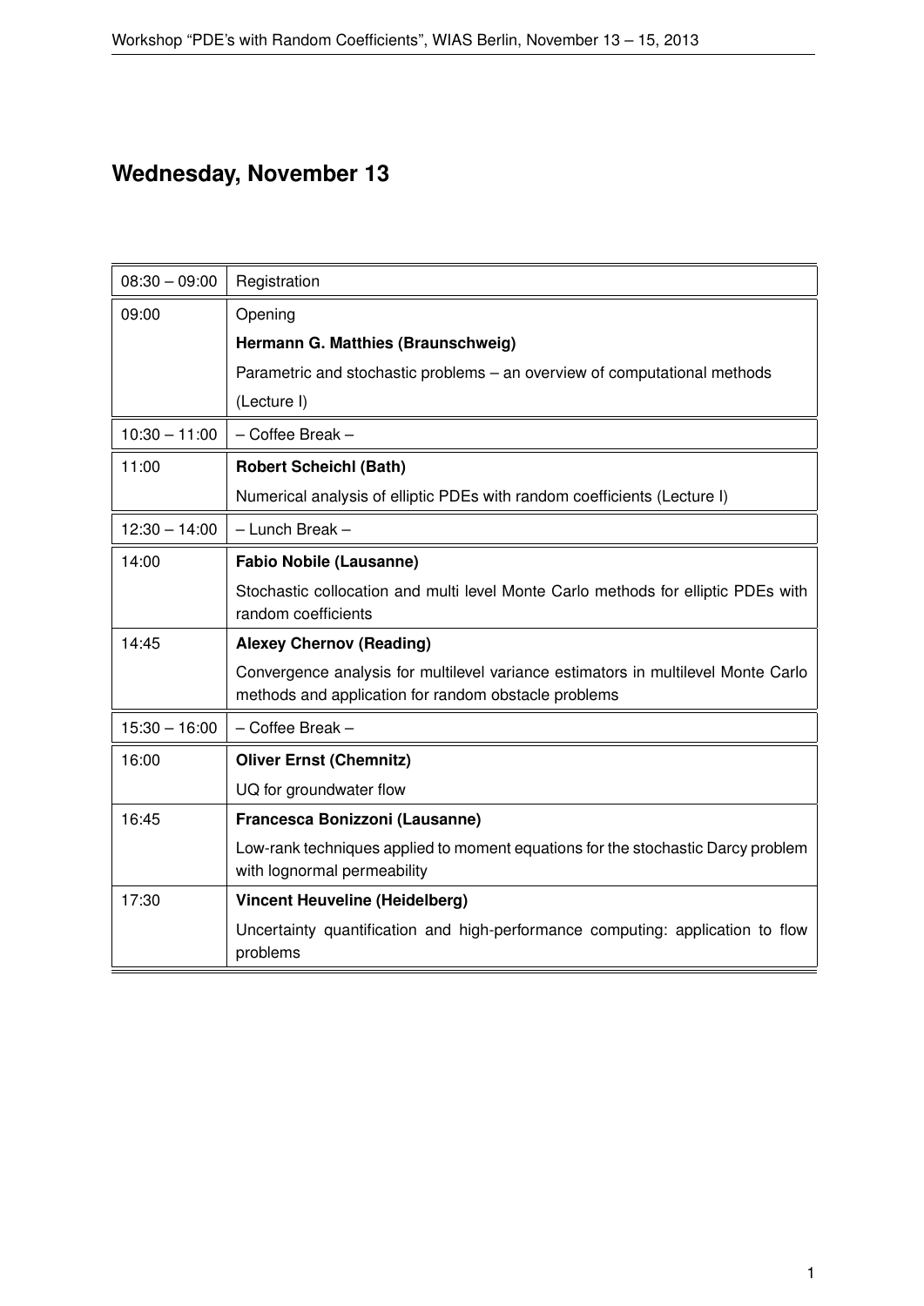# Wednesday, November 13

| | |
|---|---|
| 08:30 – 09:00 | Registration |
| 09:00 | Opening<br>**Hermann G. Matthies (Braunschweig)**<br>Parametric and stochastic problems – an overview of computational methods (Lecture I) |
| 10:30 – 11:00 | – Coffee Break – |
| 11:00 | **Robert Scheichl (Bath)**<br>Numerical analysis of elliptic PDEs with random coefficients (Lecture I) |
| 12:30 – 14:00 | – Lunch Break – |
| 14:00 | **Fabio Nobile (Lausanne)**<br>Stochastic collocation and multi level Monte Carlo methods for elliptic PDEs with random coefficients |
| 14:45 | **Alexey Chernov (Reading)**<br>Convergence analysis for multilevel variance estimators in multilevel Monte Carlo methods and application for random obstacle problems |
| 15:30 – 16:00 | – Coffee Break – |
| 16:00 | **Oliver Ernst (Chemnitz)**<br>UQ for groundwater flow |
| 16:45 | **Francesca Bonizzoni (Lausanne)**<br>Low-rank techniques applied to moment equations for the stochastic Darcy problem with lognormal permeability |
| 17:30 | **Vincent Heuveline (Heidelberg)**<br>Uncertainty quantification and high-performance computing: application to flow problems |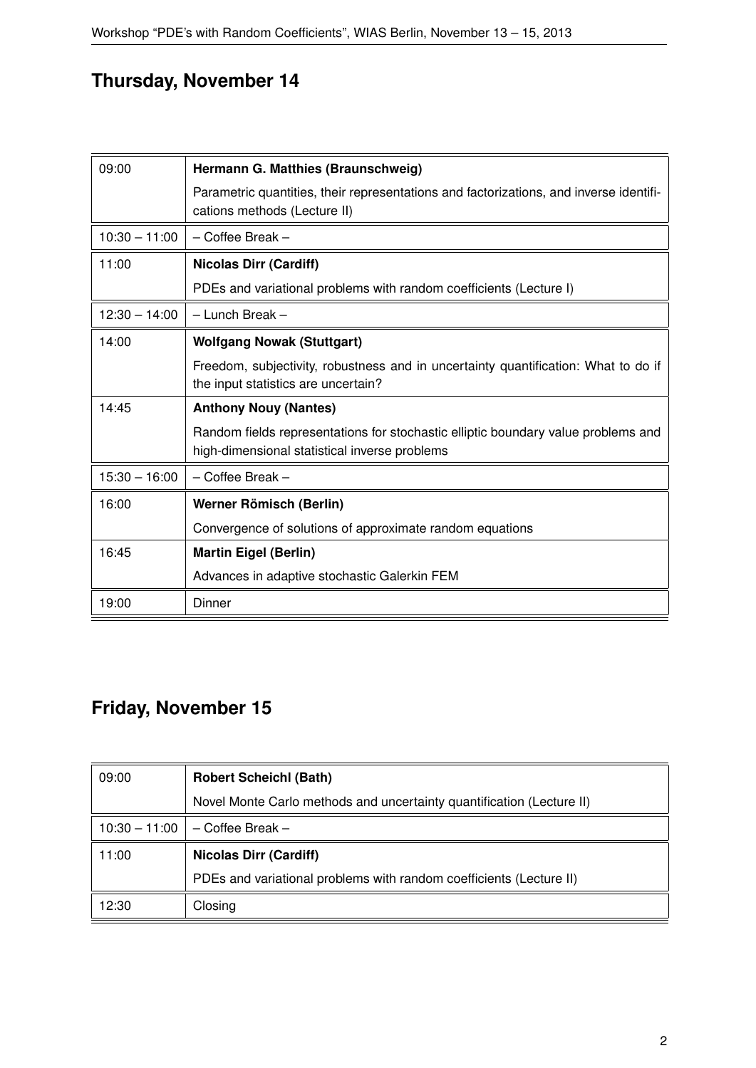## Thursday, November 14

| | |
|---|---|
| 09:00 | **Hermann G. Matthies (Braunschweig)**<br>Parametric quantities, their representations and factorizations, and inverse identifications methods (Lecture II) |
| 10:30 – 11:00 | – Coffee Break – |
| 11:00 | **Nicolas Dirr (Cardiff)**<br>PDEs and variational problems with random coefficients (Lecture I) |
| 12:30 – 14:00 | – Lunch Break – |
| 14:00 | **Wolfgang Nowak (Stuttgart)**<br>Freedom, subjectivity, robustness and in uncertainty quantification: What to do if the input statistics are uncertain? |
| 14:45 | **Anthony Nouy (Nantes)**<br>Random fields representations for stochastic elliptic boundary value problems and high-dimensional statistical inverse problems |
| 15:30 – 16:00 | – Coffee Break – |
| 16:00 | **Werner Römisch (Berlin)**<br>Convergence of solutions of approximate random equations |
| 16:45 | **Martin Eigel (Berlin)**<br>Advances in adaptive stochastic Galerkin FEM |
| 19:00 | Dinner |

## Friday, November 15

| | |
|---|---|
| 09:00 | **Robert Scheichl (Bath)**<br>Novel Monte Carlo methods and uncertainty quantification (Lecture II) |
| 10:30 – 11:00 | – Coffee Break – |
| 11:00 | **Nicolas Dirr (Cardiff)**<br>PDEs and variational problems with random coefficients (Lecture II) |
| 12:30 | Closing |